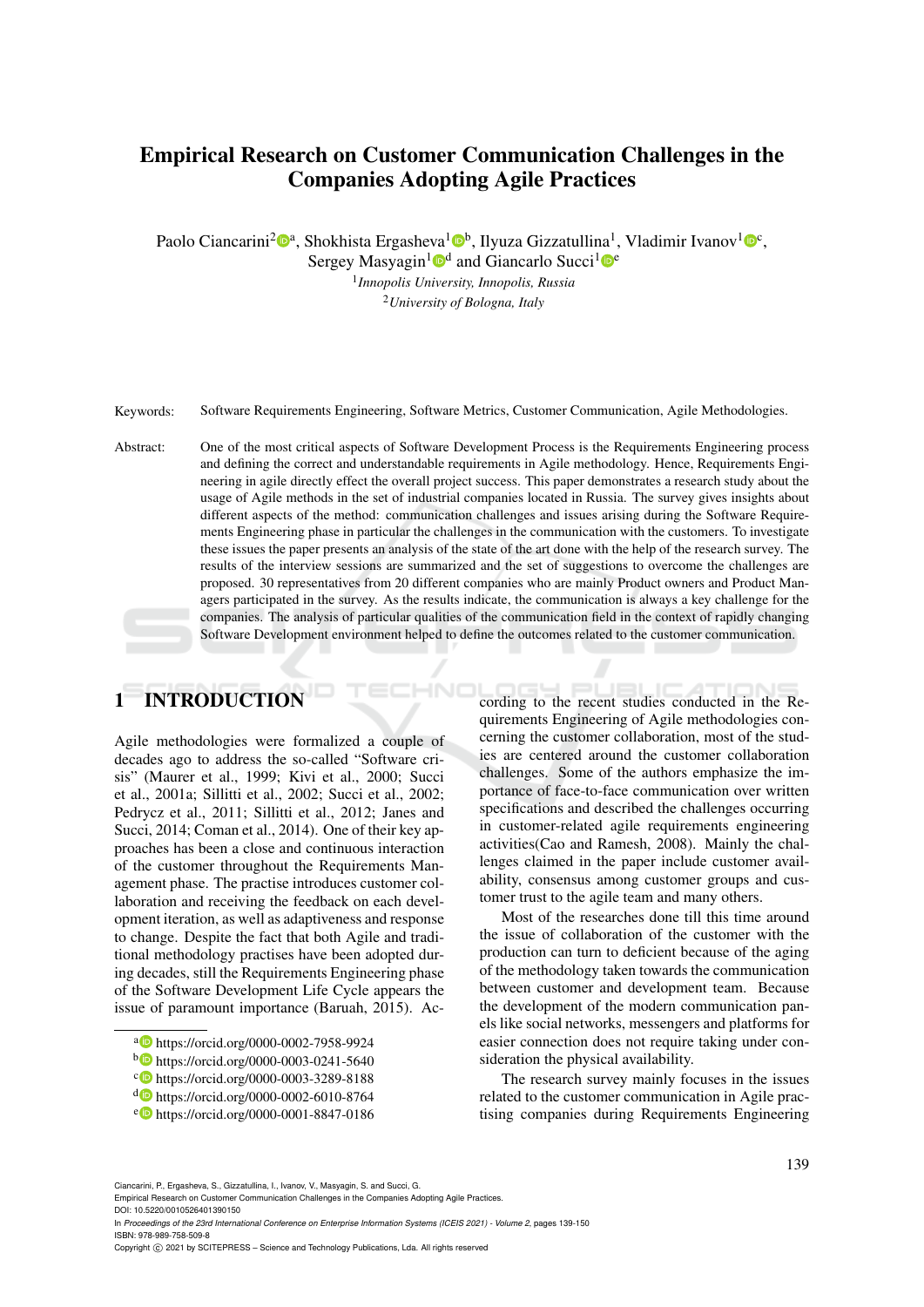# Empirical Research on Customer Communication Challenges in the Companies Adopting Agile Practices

Paolo Ciancarini[2][a], Shokhista Ergasheva[1][b], Ilyuza Gizzatullina[1], Vladimir Ivanov[1][c], Sergey Masyagin[1][d] and Giancarlo Succi[1][e]

[1]*Innopolis University, Innopolis, Russia*

[2]*University of Bologna, Italy*

Keywords: Software Requirements Engineering, Software Metrics, Customer Communication, Agile Methodologies.

Abstract: One of the most critical aspects of Software Development Process is the Requirements Engineering process and defining the correct and understandable requirements in Agile methodology. Hence, Requirements Engineering in agile directly effect the overall project success. This paper demonstrates a research study about the usage of Agile methods in the set of industrial companies located in Russia. The survey gives insights about different aspects of the method: communication challenges and issues arising during the Software Requirements Engineering phase in particular the challenges in the communication with the customers. To investigate these issues the paper presents an analysis of the state of the art done with the help of the research survey. The results of the interview sessions are summarized and the set of suggestions to overcome the challenges are proposed. 30 representatives from 20 different companies who are mainly Product owners and Product Managers participated in the survey. As the results indicate, the communication is always a key challenge for the companies. The analysis of particular qualities of the communication field in the context of rapidly changing Software Development environment helped to define the outcomes related to the customer communication.

## 1 INTRODUCTION

Agile methodologies were formalized a couple of decades ago to address the so-called "Software crisis" (Maurer et al., 1999; Kivi et al., 2000; Succi et al., 2001a; Sillitti et al., 2002; Succi et al., 2002; Pedrycz et al., 2011; Sillitti et al., 2012; Janes and Succi, 2014; Coman et al., 2014). One of their key approaches has been a close and continuous interaction of the customer throughout the Requirements Management phase. The practise introduces customer collaboration and receiving the feedback on each development iteration, as well as adaptiveness and response to change. Despite the fact that both Agile and traditional methodology practises have been adopted during decades, still the Requirements Engineering phase of the Software Development Life Cycle appears the issue of paramount importance (Baruah, 2015). According to the recent studies conducted in the Requirements Engineering of Agile methodologies concerning the customer collaboration, most of the studies are centered around the customer collaboration challenges. Some of the authors emphasize the importance of face-to-face communication over written specifications and described the challenges occurring in customer-related agile requirements engineering activities(Cao and Ramesh, 2008). Mainly the challenges claimed in the paper include customer availability, consensus among customer groups and customer trust to the agile team and many others.

Most of the researches done till this time around the issue of collaboration of the customer with the production can turn to deficient because of the aging of the methodology taken towards the communication between customer and development team. Because the development of the modern communication panels like social networks, messengers and platforms for easier connection does not require taking under consideration the physical availability.

The research survey mainly focuses in the issues related to the customer communication in Agile practising companies during Requirements Engineering

[a] https://orcid.org/0000-0002-7958-9924
[b] https://orcid.org/0000-0003-0241-5640
[c] https://orcid.org/0000-0003-3289-8188
[d] https://orcid.org/0000-0002-6010-8764
[e] https://orcid.org/0000-0001-8847-0186

Ciancarini, P., Ergasheva, S., Gizzatullina, I., Ivanov, V., Masyagin, S. and Succi, G.
Empirical Research on Customer Communication Challenges in the Companies Adopting Agile Practices.
DOI: 10.5220/0010526401390150
In *Proceedings of the 23rd International Conference on Enterprise Information Systems (ICEIS 2021) - Volume 2*, pages 139-150
ISBN: 978-989-758-509-8
Copyright © 2021 by SCITEPRESS – Science and Technology Publications, Lda. All rights reserved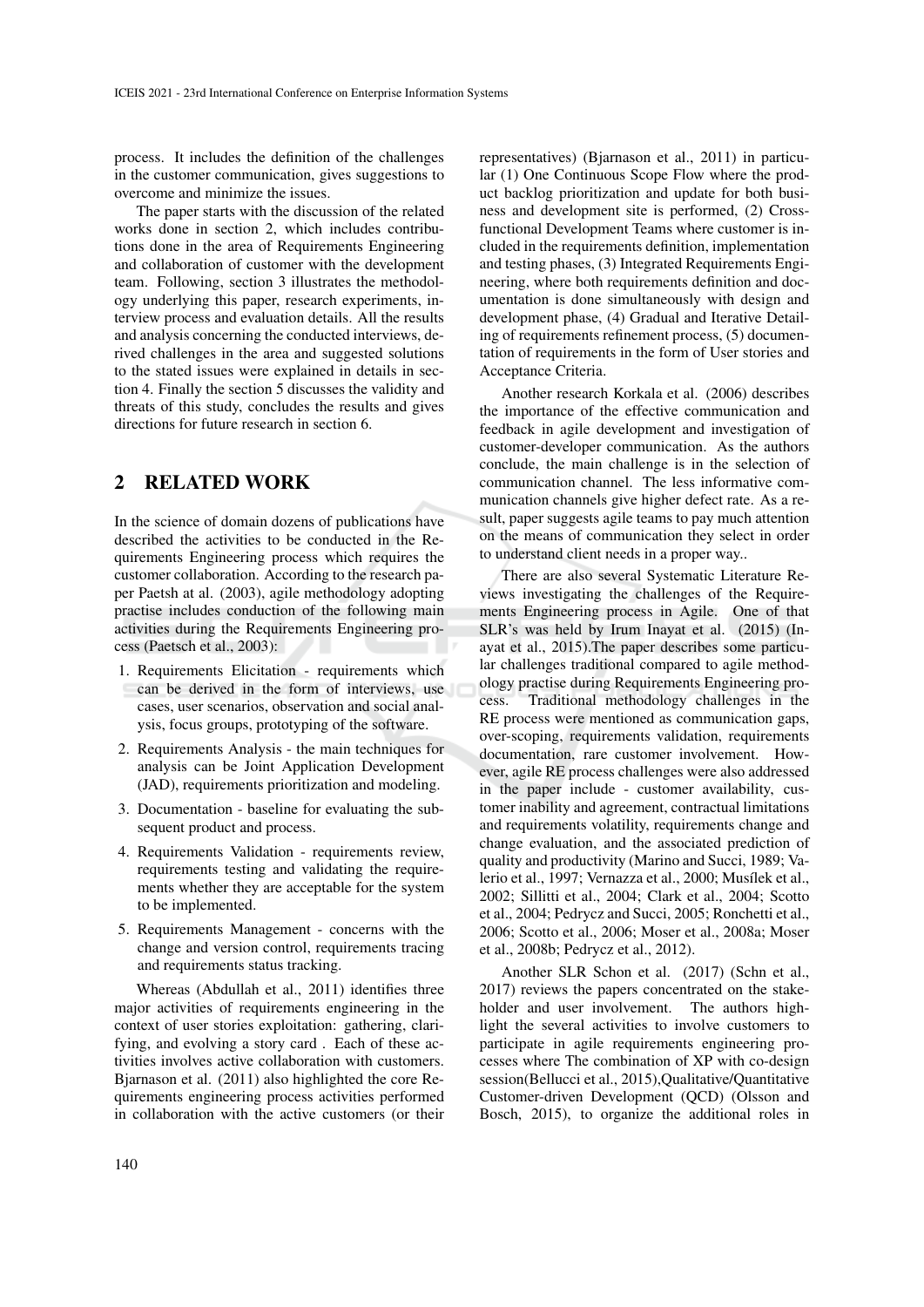process. It includes the definition of the challenges in the customer communication, gives suggestions to overcome and minimize the issues.

The paper starts with the discussion of the related works done in section 2, which includes contributions done in the area of Requirements Engineering and collaboration of customer with the development team. Following, section 3 illustrates the methodology underlying this paper, research experiments, interview process and evaluation details. All the results and analysis concerning the conducted interviews, derived challenges in the area and suggested solutions to the stated issues were explained in details in section 4. Finally the section 5 discusses the validity and threats of this study, concludes the results and gives directions for future research in section 6.

## 2 RELATED WORK

In the science of domain dozens of publications have described the activities to be conducted in the Requirements Engineering process which requires the customer collaboration. According to the research paper Paetsh at al. (2003), agile methodology adopting practise includes conduction of the following main activities during the Requirements Engineering process (Paetsch et al., 2003):

1. Requirements Elicitation - requirements which can be derived in the form of interviews, use cases, user scenarios, observation and social analysis, focus groups, prototyping of the software.
2. Requirements Analysis - the main techniques for analysis can be Joint Application Development (JAD), requirements prioritization and modeling.
3. Documentation - baseline for evaluating the subsequent product and process.
4. Requirements Validation - requirements review, requirements testing and validating the requirements whether they are acceptable for the system to be implemented.
5. Requirements Management - concerns with the change and version control, requirements tracing and requirements status tracking.

Whereas (Abdullah et al., 2011) identifies three major activities of requirements engineering in the context of user stories exploitation: gathering, clarifying, and evolving a story card . Each of these activities involves active collaboration with customers. Bjarnason et al. (2011) also highlighted the core Requirements engineering process activities performed in collaboration with the active customers (or their representatives) (Bjarnason et al., 2011) in particular (1) One Continuous Scope Flow where the product backlog prioritization and update for both business and development site is performed, (2) Cross-functional Development Teams where customer is included in the requirements definition, implementation and testing phases, (3) Integrated Requirements Engineering, where both requirements definition and documentation is done simultaneously with design and development phase, (4) Gradual and Iterative Detailing of requirements refinement process, (5) documentation of requirements in the form of User stories and Acceptance Criteria.

Another research Korkala et al. (2006) describes the importance of the effective communication and feedback in agile development and investigation of customer-developer communication. As the authors conclude, the main challenge is in the selection of communication channel. The less informative communication channels give higher defect rate. As a result, paper suggests agile teams to pay much attention on the means of communication they select in order to understand client needs in a proper way..

There are also several Systematic Literature Reviews investigating the challenges of the Requirements Engineering process in Agile. One of that SLR's was held by Irum Inayat et al. (2015) (Inayat et al., 2015).The paper describes some particular challenges traditional compared to agile methodology practise during Requirements Engineering process. Traditional methodology challenges in the RE process were mentioned as communication gaps, over-scoping, requirements validation, requirements documentation, rare customer involvement. However, agile RE process challenges were also addressed in the paper include - customer availability, customer inability and agreement, contractual limitations and requirements volatility, requirements change and change evaluation, and the associated prediction of quality and productivity (Marino and Succi, 1989; Valerio et al., 1997; Vernazza et al., 2000; Musílek et al., 2002; Sillitti et al., 2004; Clark et al., 2004; Scotto et al., 2004; Pedrycz and Succi, 2005; Ronchetti et al., 2006; Scotto et al., 2006; Moser et al., 2008a; Moser et al., 2008b; Pedrycz et al., 2012).

Another SLR Schon et al. (2017) (Schn et al., 2017) reviews the papers concentrated on the stakeholder and user involvement. The authors highlight the several activities to involve customers to participate in agile requirements engineering processes where The combination of XP with co-design session(Bellucci et al., 2015),Qualitative/Quantitative Customer-driven Development (QCD) (Olsson and Bosch, 2015), to organize the additional roles in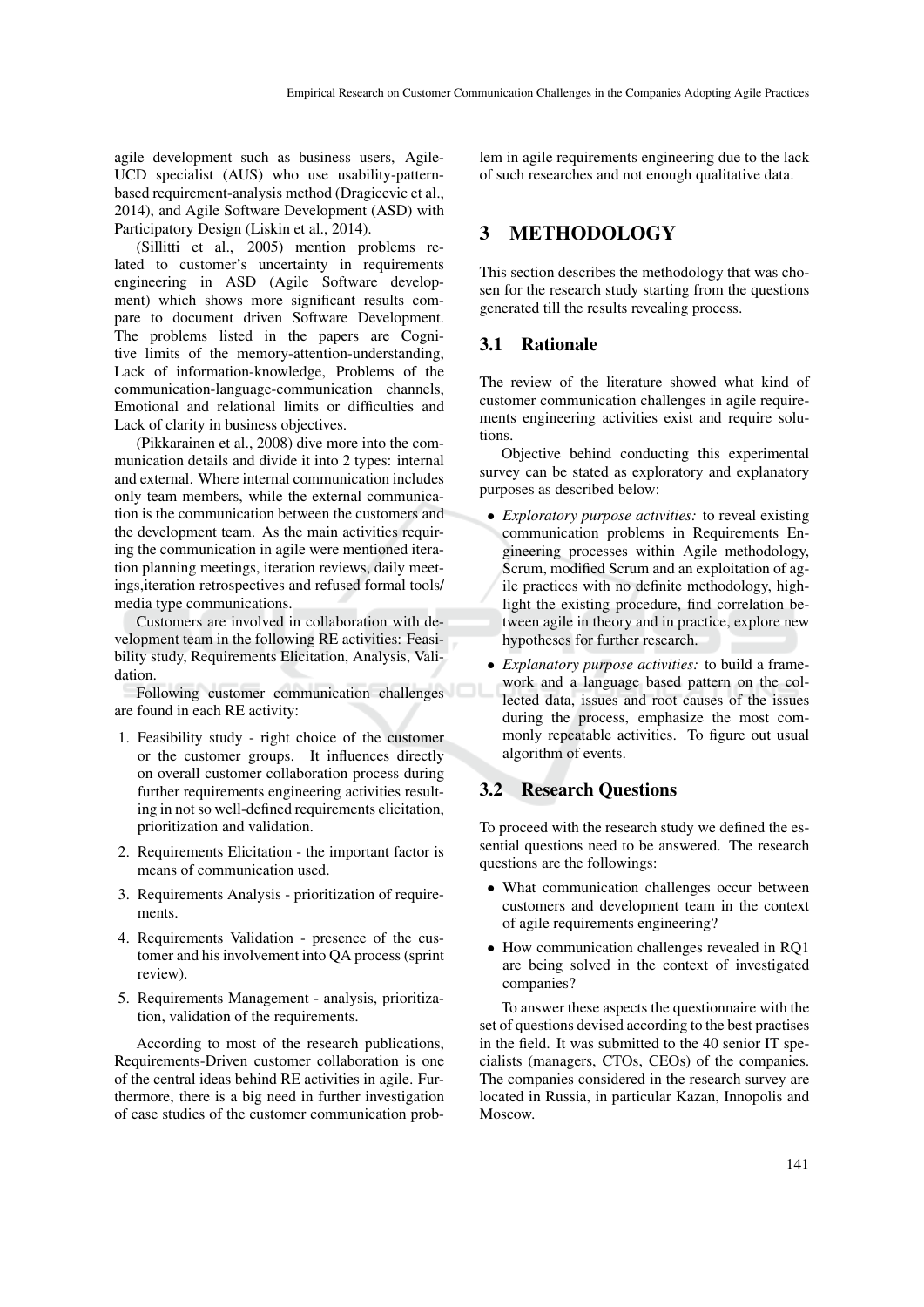agile development such as business users, Agile-UCD specialist (AUS) who use usability-pattern-based requirement-analysis method (Dragicevic et al., 2014), and Agile Software Development (ASD) with Participatory Design (Liskin et al., 2014).

(Sillitti et al., 2005) mention problems related to customer's uncertainty in requirements engineering in ASD (Agile Software development) which shows more significant results compare to document driven Software Development. The problems listed in the papers are Cognitive limits of the memory-attention-understanding, Lack of information-knowledge, Problems of the communication-language-communication channels, Emotional and relational limits or difficulties and Lack of clarity in business objectives.

(Pikkarainen et al., 2008) dive more into the communication details and divide it into 2 types: internal and external. Where internal communication includes only team members, while the external communication is the communication between the customers and the development team. As the main activities requiring the communication in agile were mentioned iteration planning meetings, iteration reviews, daily meetings,iteration retrospectives and refused formal tools/ media type communications.

Customers are involved in collaboration with development team in the following RE activities: Feasibility study, Requirements Elicitation, Analysis, Validation.

Following customer communication challenges are found in each RE activity:

1. Feasibility study - right choice of the customer or the customer groups. It influences directly on overall customer collaboration process during further requirements engineering activities resulting in not so well-defined requirements elicitation, prioritization and validation.
2. Requirements Elicitation - the important factor is means of communication used.
3. Requirements Analysis - prioritization of requirements.
4. Requirements Validation - presence of the customer and his involvement into QA process (sprint review).
5. Requirements Management - analysis, prioritization, validation of the requirements.

According to most of the research publications, Requirements-Driven customer collaboration is one of the central ideas behind RE activities in agile. Furthermore, there is a big need in further investigation of case studies of the customer communication problem in agile requirements engineering due to the lack of such researches and not enough qualitative data.

# 3 METHODOLOGY

This section describes the methodology that was chosen for the research study starting from the questions generated till the results revealing process.

## 3.1 Rationale

The review of the literature showed what kind of customer communication challenges in agile requirements engineering activities exist and require solutions.

Objective behind conducting this experimental survey can be stated as exploratory and explanatory purposes as described below:

- *Exploratory purpose activities:* to reveal existing communication problems in Requirements Engineering processes within Agile methodology, Scrum, modified Scrum and an exploitation of agile practices with no definite methodology, highlight the existing procedure, find correlation between agile in theory and in practice, explore new hypotheses for further research.
- *Explanatory purpose activities:* to build a framework and a language based pattern on the collected data, issues and root causes of the issues during the process, emphasize the most commonly repeatable activities. To figure out usual algorithm of events.

## 3.2 Research Questions

To proceed with the research study we defined the essential questions need to be answered. The research questions are the followings:

- What communication challenges occur between customers and development team in the context of agile requirements engineering?
- How communication challenges revealed in RQ1 are being solved in the context of investigated companies?

To answer these aspects the questionnaire with the set of questions devised according to the best practises in the field. It was submitted to the 40 senior IT specialists (managers, CTOs, CEOs) of the companies. The companies considered in the research survey are located in Russia, in particular Kazan, Innopolis and Moscow.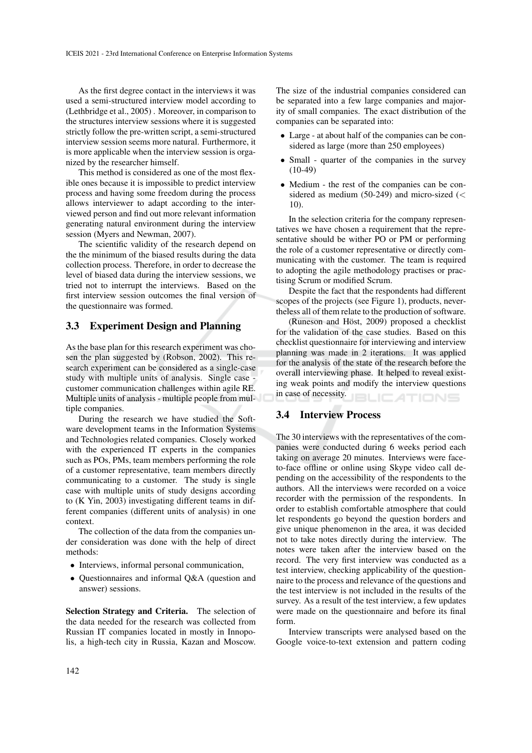As the first degree contact in the interviews it was used a semi-structured interview model according to (Lethbridge et al., 2005) . Moreover, in comparison to the structures interview sessions where it is suggested strictly follow the pre-written script, a semi-structured interview session seems more natural. Furthermore, it is more applicable when the interview session is organized by the researcher himself.

This method is considered as one of the most flexible ones because it is impossible to predict interview process and having some freedom during the process allows interviewer to adapt according to the interviewed person and find out more relevant information generating natural environment during the interview session (Myers and Newman, 2007).

The scientific validity of the research depend on the the minimum of the biased results during the data collection process. Therefore, in order to decrease the level of biased data during the interview sessions, we tried not to interrupt the interviews. Based on the first interview session outcomes the final version of the questionnaire was formed.

### 3.3 Experiment Design and Planning

As the base plan for this research experiment was chosen the plan suggested by (Robson, 2002). This research experiment can be considered as a single-case study with multiple units of analysis. Single case - customer communication challenges within agile RE. Multiple units of analysis - multiple people from multiple companies.

During the research we have studied the Software development teams in the Information Systems and Technologies related companies. Closely worked with the experienced IT experts in the companies such as POs, PMs, team members performing the role of a customer representative, team members directly communicating to a customer. The study is single case with multiple units of study designs according to (K Yin, 2003) investigating different teams in different companies (different units of analysis) in one context.

The collection of the data from the companies under consideration was done with the help of direct methods:

- Interviews, informal personal communication,
- Questionnaires and informal Q&A (question and answer) sessions.

**Selection Strategy and Criteria.** The selection of the data needed for the research was collected from Russian IT companies located in mostly in Innopolis, a high-tech city in Russia, Kazan and Moscow. The size of the industrial companies considered can be separated into a few large companies and majority of small companies. The exact distribution of the companies can be separated into:

- Large - at about half of the companies can be considered as large (more than 250 employees)
- Small - quarter of the companies in the survey (10-49)
- Medium - the rest of the companies can be considered as medium (50-249) and micro-sized (< 10).

In the selection criteria for the company representatives we have chosen a requirement that the representative should be wither PO or PM or performing the role of a customer representative or directly communicating with the customer. The team is required to adopting the agile methodology practises or practising Scrum or modified Scrum.

Despite the fact that the respondents had different scopes of the projects (see Figure 1), products, nevertheless all of them relate to the production of software.

(Runeson and Höst, 2009) proposed a checklist for the validation of the case studies. Based on this checklist questionnaire for interviewing and interview planning was made in 2 iterations. It was applied for the analysis of the state of the research before the overall interviewing phase. It helped to reveal existing weak points and modify the interview questions in case of necessity.

### 3.4 Interview Process

The 30 interviews with the representatives of the companies were conducted during 6 weeks period each taking on average 20 minutes. Interviews were face-to-face offline or online using Skype video call depending on the accessibility of the respondents to the authors. All the interviews were recorded on a voice recorder with the permission of the respondents. In order to establish comfortable atmosphere that could let respondents go beyond the question borders and give unique phenomenon in the area, it was decided not to take notes directly during the interview. The notes were taken after the interview based on the record. The very first interview was conducted as a test interview, checking applicability of the questionnaire to the process and relevance of the questions and the test interview is not included in the results of the survey. As a result of the test interview, a few updates were made on the questionnaire and before its final form.

Interview transcripts were analysed based on the Google voice-to-text extension and pattern coding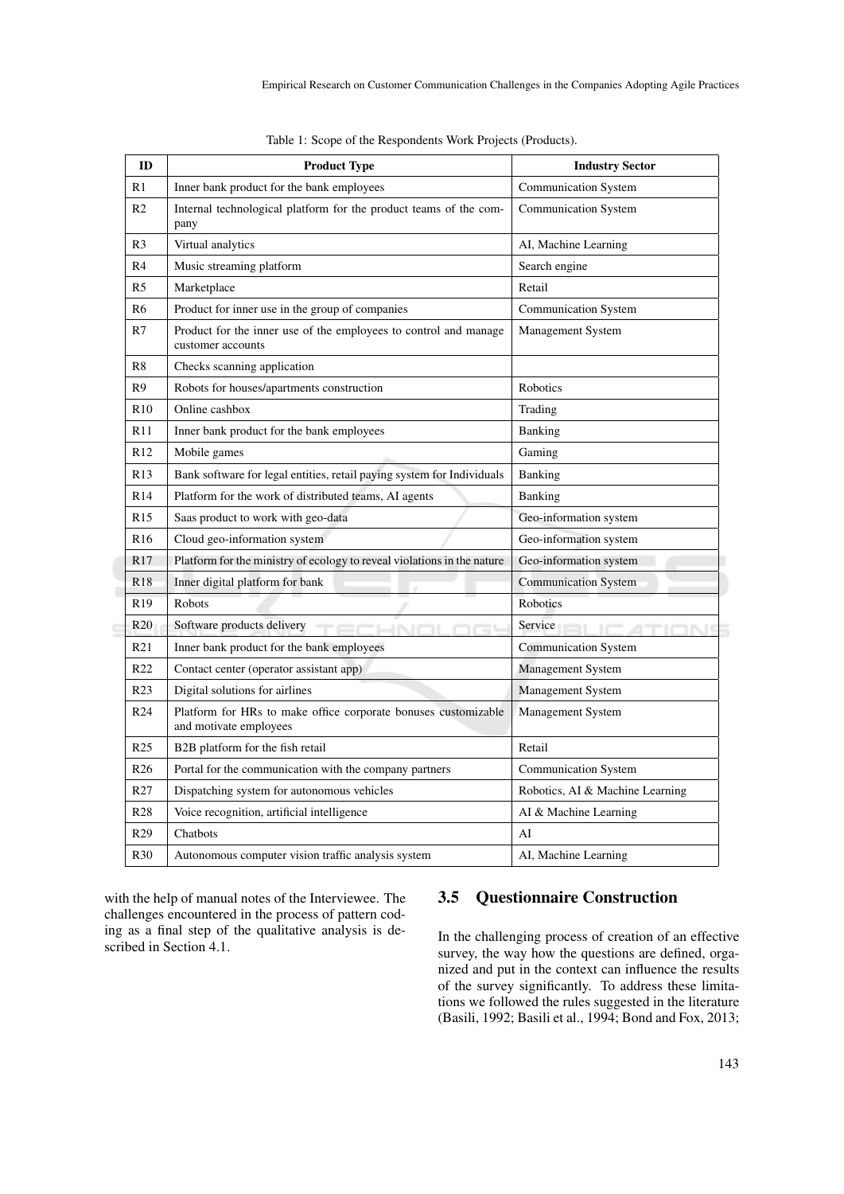Table 1: Scope of the Respondents Work Projects (Products).

| ID | Product Type | Industry Sector |
|---|---|---|
| R1 | Inner bank product for the bank employees | Communication System |
| R2 | Internal technological platform for the product teams of the company | Communication System |
| R3 | Virtual analytics | AI, Machine Learning |
| R4 | Music streaming platform | Search engine |
| R5 | Marketplace | Retail |
| R6 | Product for inner use in the group of companies | Communication System |
| R7 | Product for the inner use of the employees to control and manage customer accounts | Management System |
| R8 | Checks scanning application | |
| R9 | Robots for houses/apartments construction | Robotics |
| R10 | Online cashbox | Trading |
| R11 | Inner bank product for the bank employees | Banking |
| R12 | Mobile games | Gaming |
| R13 | Bank software for legal entities, retail paying system for Individuals | Banking |
| R14 | Platform for the work of distributed teams, AI agents | Banking |
| R15 | Saas product to work with geo-data | Geo-information system |
| R16 | Cloud geo-information system | Geo-information system |
| R17 | Platform for the ministry of ecology to reveal violations in the nature | Geo-information system |
| R18 | Inner digital platform for bank | Communication System |
| R19 | Robots | Robotics |
| R20 | Software products delivery | Service |
| R21 | Inner bank product for the bank employees | Communication System |
| R22 | Contact center (operator assistant app) | Management System |
| R23 | Digital solutions for airlines | Management System |
| R24 | Platform for HRs to make office corporate bonuses customizable and motivate employees | Management System |
| R25 | B2B platform for the fish retail | Retail |
| R26 | Portal for the communication with the company partners | Communication System |
| R27 | Dispatching system for autonomous vehicles | Robotics, AI & Machine Learning |
| R28 | Voice recognition, artificial intelligence | AI & Machine Learning |
| R29 | Chatbots | AI |
| R30 | Autonomous computer vision traffic analysis system | AI, Machine Learning |

with the help of manual notes of the Interviewee. The challenges encountered in the process of pattern coding as a final step of the qualitative analysis is described in Section 4.1.

### 3.5 Questionnaire Construction

In the challenging process of creation of an effective survey, the way how the questions are defined, organized and put in the context can influence the results of the survey significantly. To address these limitations we followed the rules suggested in the literature (Basili, 1992; Basili et al., 1994; Bond and Fox, 2013;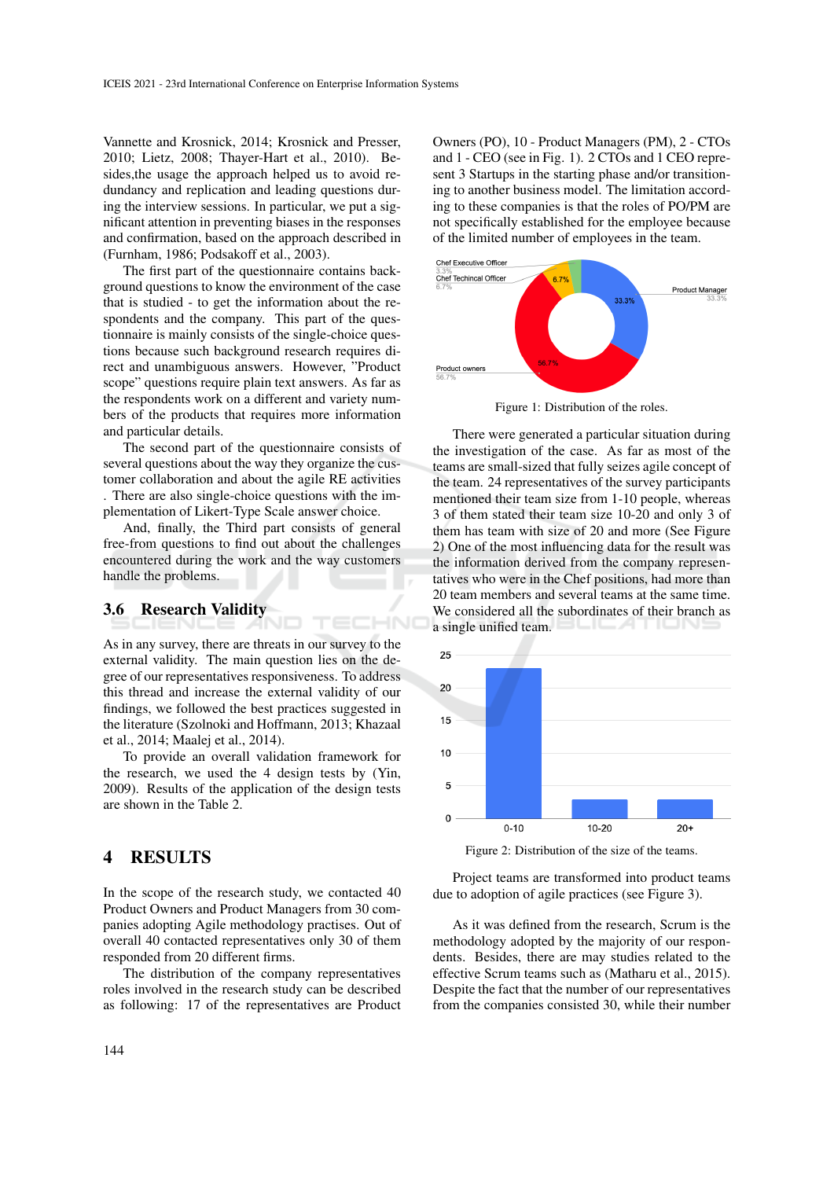Vannette and Krosnick, 2014; Krosnick and Presser, 2010; Lietz, 2008; Thayer-Hart et al., 2010). Besides,the usage the approach helped us to avoid redundancy and replication and leading questions during the interview sessions. In particular, we put a significant attention in preventing biases in the responses and confirmation, based on the approach described in (Furnham, 1986; Podsakoff et al., 2003).

The first part of the questionnaire contains background questions to know the environment of the case that is studied - to get the information about the respondents and the company. This part of the questionnaire is mainly consists of the single-choice questions because such background research requires direct and unambiguous answers. However, "Product scope" questions require plain text answers. As far as the respondents work on a different and variety numbers of the products that requires more information and particular details.

The second part of the questionnaire consists of several questions about the way they organize the customer collaboration and about the agile RE activities . There are also single-choice questions with the implementation of Likert-Type Scale answer choice.

And, finally, the Third part consists of general free-from questions to find out about the challenges encountered during the work and the way customers handle the problems.

### 3.6 Research Validity

As in any survey, there are threats in our survey to the external validity. The main question lies on the degree of our representatives responsiveness. To address this thread and increase the external validity of our findings, we followed the best practices suggested in the literature (Szolnoki and Hoffmann, 2013; Khazaal et al., 2014; Maalej et al., 2014).

To provide an overall validation framework for the research, we used the 4 design tests by (Yin, 2009). Results of the application of the design tests are shown in the Table 2.

## 4 RESULTS

In the scope of the research study, we contacted 40 Product Owners and Product Managers from 30 companies adopting Agile methodology practises. Out of overall 40 contacted representatives only 30 of them responded from 20 different firms.

The distribution of the company representatives roles involved in the research study can be described as following: 17 of the representatives are Product Owners (PO), 10 - Product Managers (PM), 2 - CTOs and 1 - CEO (see in Fig. 1). 2 CTOs and 1 CEO represent 3 Startups in the starting phase and/or transitioning to another business model. The limitation according to these companies is that the roles of PO/PM are not specifically established for the employee because of the limited number of employees in the team.

Figure 1: Distribution of the roles.

There were generated a particular situation during the investigation of the case. As far as most of the teams are small-sized that fully seizes agile concept of the team. 24 representatives of the survey participants mentioned their team size from 1-10 people, whereas 3 of them stated their team size 10-20 and only 3 of them has team with size of 20 and more (See Figure 2) One of the most influencing data for the result was the information derived from the company representatives who were in the Chef positions, had more than 20 team members and several teams at the same time. We considered all the subordinates of their branch as a single unified team.

Figure 2: Distribution of the size of the teams.

Project teams are transformed into product teams due to adoption of agile practices (see Figure 3).

As it was defined from the research, Scrum is the methodology adopted by the majority of our respondents. Besides, there are may studies related to the effective Scrum teams such as (Matharu et al., 2015). Despite the fact that the number of our representatives from the companies consisted 30, while their number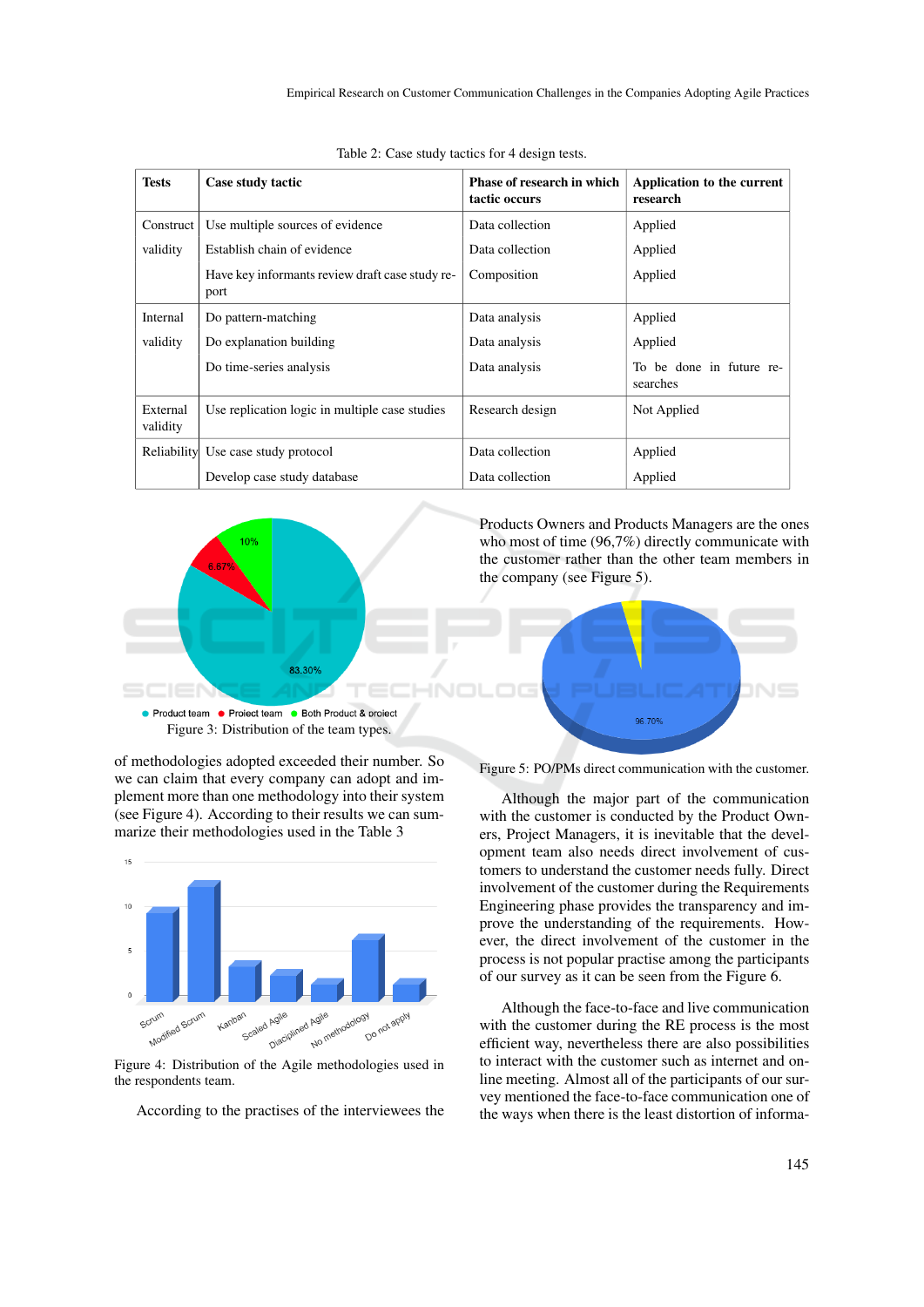Table 2: Case study tactics for 4 design tests.

| Tests | Case study tactic | Phase of research in which tactic occurs | Application to the current research |
|---|---|---|---|
| Construct validity | Use multiple sources of evidence | Data collection | Applied |
| | Establish chain of evidence | Data collection | Applied |
| | Have key informants review draft case study report | Composition | Applied |
| Internal validity | Do pattern-matching | Data analysis | Applied |
| | Do explanation building | Data analysis | Applied |
| | Do time-series analysis | Data analysis | To be done in future researches |
| External validity | Use replication logic in multiple case studies | Research design | Not Applied |
| Reliability | Use case study protocol | Data collection | Applied |
| | Develop case study database | Data collection | Applied |

Figure 3: Distribution of the team types.

of methodologies adopted exceeded their number. So we can claim that every company can adopt and implement more than one methodology into their system (see Figure 4). According to their results we can summarize their methodologies used in the Table 3

Figure 4: Distribution of the Agile methodologies used in the respondents team.

According to the practises of the interviewees the

Products Owners and Products Managers are the ones who most of time (96,7%) directly communicate with the customer rather than the other team members in the company (see Figure 5).

Figure 5: PO/PMs direct communication with the customer.

Although the major part of the communication with the customer is conducted by the Product Owners, Project Managers, it is inevitable that the development team also needs direct involvement of customers to understand the customer needs fully. Direct involvement of the customer during the Requirements Engineering phase provides the transparency and improve the understanding of the requirements. However, the direct involvement of the customer in the process is not popular practise among the participants of our survey as it can be seen from the Figure 6.

Although the face-to-face and live communication with the customer during the RE process is the most efficient way, nevertheless there are also possibilities to interact with the customer such as internet and online meeting. Almost all of the participants of our survey mentioned the face-to-face communication one of the ways when there is the least distortion of informa-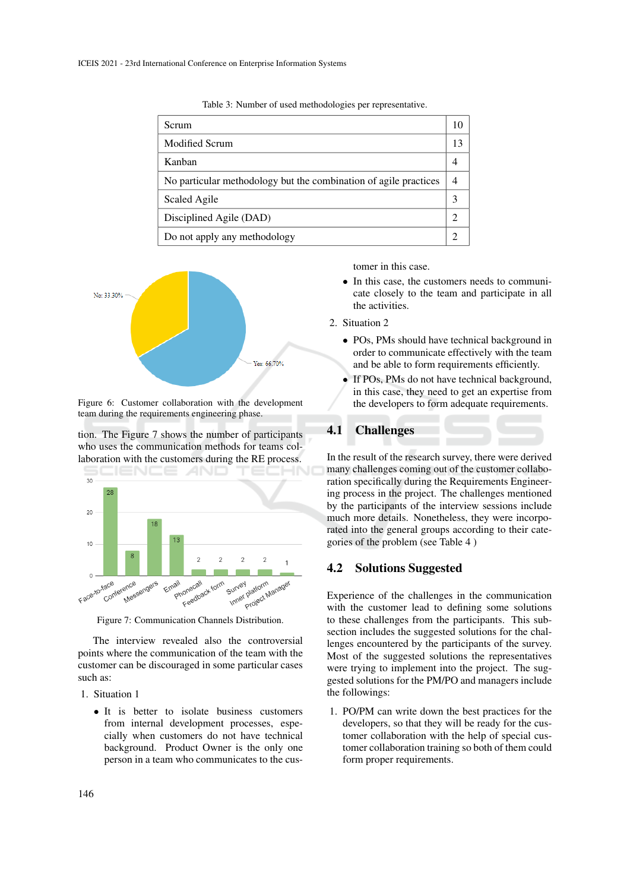Table 3: Number of used methodologies per representative.

| Scrum | 10 |
|---|---|
| Modified Scrum | 13 |
| Kanban | 4 |
| No particular methodology but the combination of agile practices | 4 |
| Scaled Agile | 3 |
| Disciplined Agile (DAD) | 2 |
| Do not apply any methodology | 2 |

Figure 6: Customer collaboration with the development team during the requirements engineering phase.

tion. The Figure 7 shows the number of participants who uses the communication methods for teams collaboration with the customers during the RE process.

Figure 7: Communication Channels Distribution.

The interview revealed also the controversial points where the communication of the team with the customer can be discouraged in some particular cases such as:

1. Situation 1
   - It is better to isolate business customers from internal development processes, especially when customers do not have technical background. Product Owner is the only one person in a team who communicates to the customer in this case.
   - In this case, the customers needs to communicate closely to the team and participate in all the activities.
2. Situation 2
   - POs, PMs should have technical background in order to communicate effectively with the team and be able to form requirements efficiently.
   - If POs, PMs do not have technical background, in this case, they need to get an expertise from the developers to form adequate requirements.

## 4.1 Challenges

In the result of the research survey, there were derived many challenges coming out of the customer collaboration specifically during the Requirements Engineering process in the project. The challenges mentioned by the participants of the interview sessions include much more details. Nonetheless, they were incorporated into the general groups according to their categories of the problem (see Table 4 )

## 4.2 Solutions Suggested

Experience of the challenges in the communication with the customer lead to defining some solutions to these challenges from the participants. This subsection includes the suggested solutions for the challenges encountered by the participants of the survey. Most of the suggested solutions the representatives were trying to implement into the project. The suggested solutions for the PM/PO and managers include the followings:

1. PO/PM can write down the best practices for the developers, so that they will be ready for the customer collaboration with the help of special customer collaboration training so both of them could form proper requirements.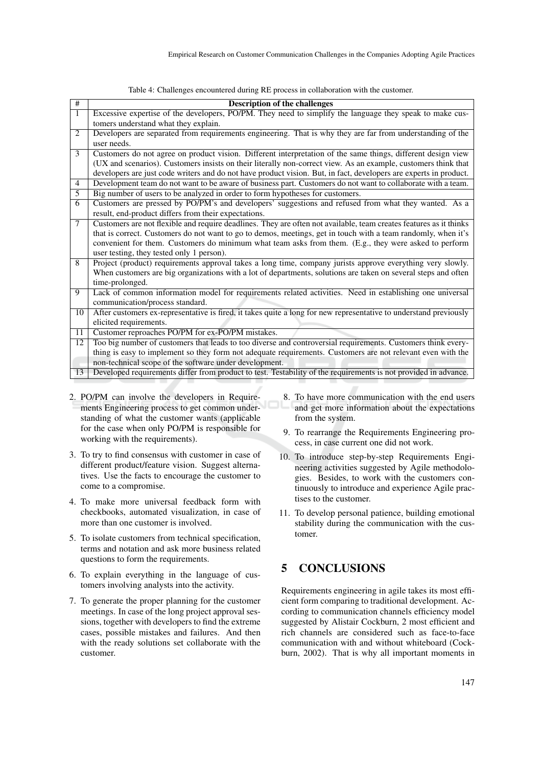Table 4: Challenges encountered during RE process in collaboration with the customer.

| # | Description of the challenges |
|---|---|
| 1 | Excessive expertise of the developers, PO/PM. They need to simplify the language they speak to make customers understand what they explain. |
| 2 | Developers are separated from requirements engineering. That is why they are far from understanding of the user needs. |
| 3 | Customers do not agree on product vision. Different interpretation of the same things, different design view (UX and scenarios). Customers insists on their literally non-correct view. As an example, customers think that developers are just code writers and do not have product vision. But, in fact, developers are experts in product. |
| 4 | Development team do not want to be aware of business part. Customers do not want to collaborate with a team. |
| 5 | Big number of users to be analyzed in order to form hypotheses for customers. |
| 6 | Customers are pressed by PO/PM's and developers' suggestions and refused from what they wanted. As a result, end-product differs from their expectations. |
| 7 | Customers are not flexible and require deadlines. They are often not available, team creates features as it thinks that is correct. Customers do not want to go to demos, meetings, get in touch with a team randomly, when it's convenient for them. Customers do minimum what team asks from them. (E.g., they were asked to perform user testing, they tested only 1 person). |
| 8 | Project (product) requirements approval takes a long time, company jurists approve everything very slowly. When customers are big organizations with a lot of departments, solutions are taken on several steps and often time-prolonged. |
| 9 | Lack of common information model for requirements related activities. Need in establishing one universal communication/process standard. |
| 10 | After customers ex-representative is fired, it takes quite a long for new representative to understand previously elicited requirements. |
| 11 | Customer reproaches PO/PM for ex-PO/PM mistakes. |
| 12 | Too big number of customers that leads to too diverse and controversial requirements. Customers think everything is easy to implement so they form not adequate requirements. Customers are not relevant even with the non-technical scope of the software under development. |
| 13 | Developed requirements differ from product to test. Testability of the requirements is not provided in advance. |

2. PO/PM can involve the developers in Requirements Engineering process to get common understanding of what the customer wants (applicable for the case when only PO/PM is responsible for working with the requirements).
3. To try to find consensus with customer in case of different product/feature vision. Suggest alternatives. Use the facts to encourage the customer to come to a compromise.
4. To make more universal feedback form with checkbooks, automated visualization, in case of more than one customer is involved.
5. To isolate customers from technical specification, terms and notation and ask more business related questions to form the requirements.
6. To explain everything in the language of customers involving analysts into the activity.
7. To generate the proper planning for the customer meetings. In case of the long project approval sessions, together with developers to find the extreme cases, possible mistakes and failures. And then with the ready solutions set collaborate with the customer.
8. To have more communication with the end users and get more information about the expectations from the system.
9. To rearrange the Requirements Engineering process, in case current one did not work.
10. To introduce step-by-step Requirements Engineering activities suggested by Agile methodologies. Besides, to work with the customers continuously to introduce and experience Agile practises to the customer.
11. To develop personal patience, building emotional stability during the communication with the customer.

## 5 CONCLUSIONS

Requirements engineering in agile takes its most efficient form comparing to traditional development. According to communication channels efficiency model suggested by Alistair Cockburn, 2 most efficient and rich channels are considered such as face-to-face communication with and without whiteboard (Cockburn, 2002). That is why all important moments in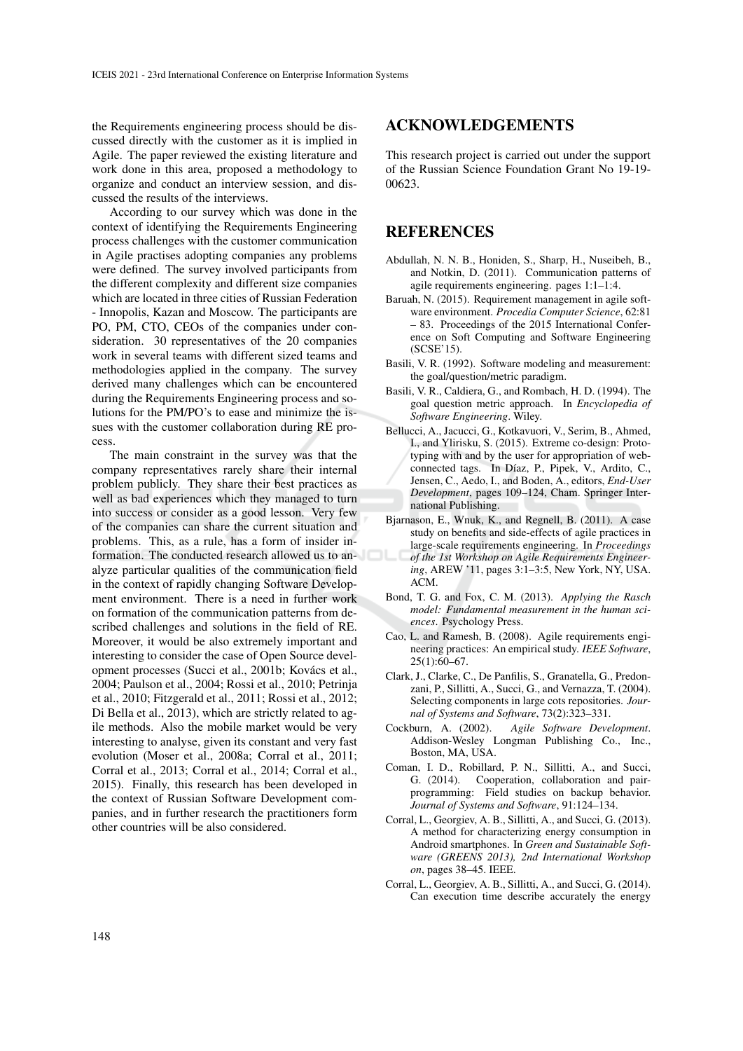the Requirements engineering process should be discussed directly with the customer as it is implied in Agile. The paper reviewed the existing literature and work done in this area, proposed a methodology to organize and conduct an interview session, and discussed the results of the interviews.

According to our survey which was done in the context of identifying the Requirements Engineering process challenges with the customer communication in Agile practises adopting companies any problems were defined. The survey involved participants from the different complexity and different size companies which are located in three cities of Russian Federation - Innopolis, Kazan and Moscow. The participants are PO, PM, CTO, CEOs of the companies under consideration. 30 representatives of the 20 companies work in several teams with different sized teams and methodologies applied in the company. The survey derived many challenges which can be encountered during the Requirements Engineering process and solutions for the PM/PO's to ease and minimize the issues with the customer collaboration during RE process.

The main constraint in the survey was that the company representatives rarely share their internal problem publicly. They share their best practices as well as bad experiences which they managed to turn into success or consider as a good lesson. Very few of the companies can share the current situation and problems. This, as a rule, has a form of insider information. The conducted research allowed us to analyze particular qualities of the communication field in the context of rapidly changing Software Development environment. There is a need in further work on formation of the communication patterns from described challenges and solutions in the field of RE. Moreover, it would be also extremely important and interesting to consider the case of Open Source development processes (Succi et al., 2001b; Kovács et al., 2004; Paulson et al., 2004; Rossi et al., 2010; Petrinja et al., 2010; Fitzgerald et al., 2011; Rossi et al., 2012; Di Bella et al., 2013), which are strictly related to agile methods. Also the mobile market would be very interesting to analyse, given its constant and very fast evolution (Moser et al., 2008a; Corral et al., 2011; Corral et al., 2013; Corral et al., 2014; Corral et al., 2015). Finally, this research has been developed in the context of Russian Software Development companies, and in further research the practitioners form other countries will be also considered.

## ACKNOWLEDGEMENTS

This research project is carried out under the support of the Russian Science Foundation Grant No 19-19-00623.

## REFERENCES

Abdullah, N. N. B., Honiden, S., Sharp, H., Nuseibeh, B., and Notkin, D. (2011). Communication patterns of agile requirements engineering. pages 1:1–1:4.

Baruah, N. (2015). Requirement management in agile software environment. *Procedia Computer Science*, 62:81 – 83. Proceedings of the 2015 International Conference on Soft Computing and Software Engineering (SCSE'15).

Basili, V. R. (1992). Software modeling and measurement: the goal/question/metric paradigm.

Basili, V. R., Caldiera, G., and Rombach, H. D. (1994). The goal question metric approach. In *Encyclopedia of Software Engineering*. Wiley.

Bellucci, A., Jacucci, G., Kotkavuori, V., Serim, B., Ahmed, I., and Ylirisku, S. (2015). Extreme co-design: Prototyping with and by the user for appropriation of web-connected tags. In Díaz, P., Pipek, V., Ardito, C., Jensen, C., Aedo, I., and Boden, A., editors, *End-User Development*, pages 109–124, Cham. Springer International Publishing.

Bjarnason, E., Wnuk, K., and Regnell, B. (2011). A case study on benefits and side-effects of agile practices in large-scale requirements engineering. In *Proceedings of the 1st Workshop on Agile Requirements Engineering*, AREW '11, pages 3:1–3:5, New York, NY, USA. ACM.

Bond, T. G. and Fox, C. M. (2013). *Applying the Rasch model: Fundamental measurement in the human sciences*. Psychology Press.

Cao, L. and Ramesh, B. (2008). Agile requirements engineering practices: An empirical study. *IEEE Software*, 25(1):60–67.

Clark, J., Clarke, C., De Panfilis, S., Granatella, G., Predonzani, P., Sillitti, A., Succi, G., and Vernazza, T. (2004). Selecting components in large cots repositories. *Journal of Systems and Software*, 73(2):323–331.

Cockburn, A. (2002). *Agile Software Development*. Addison-Wesley Longman Publishing Co., Inc., Boston, MA, USA.

Coman, I. D., Robillard, P. N., Sillitti, A., and Succi, G. (2014). Cooperation, collaboration and pair-programming: Field studies on backup behavior. *Journal of Systems and Software*, 91:124–134.

Corral, L., Georgiev, A. B., Sillitti, A., and Succi, G. (2013). A method for characterizing energy consumption in Android smartphones. In *Green and Sustainable Software (GREENS 2013), 2nd International Workshop on*, pages 38–45. IEEE.

Corral, L., Georgiev, A. B., Sillitti, A., and Succi, G. (2014). Can execution time describe accurately the energy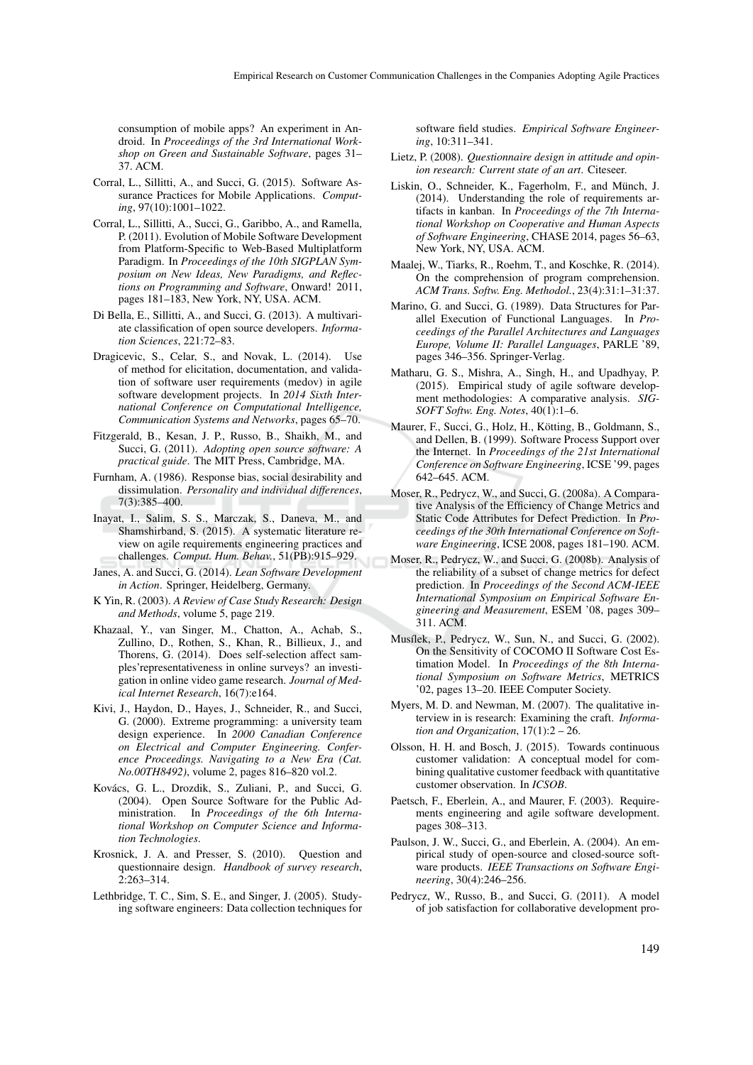consumption of mobile apps? An experiment in Android. In *Proceedings of the 3rd International Workshop on Green and Sustainable Software*, pages 31–37. ACM.

Corral, L., Sillitti, A., and Succi, G. (2015). Software Assurance Practices for Mobile Applications. *Computing*, 97(10):1001–1022.

Corral, L., Sillitti, A., Succi, G., Garibbo, A., and Ramella, P. (2011). Evolution of Mobile Software Development from Platform-Specific to Web-Based Multiplatform Paradigm. In *Proceedings of the 10th SIGPLAN Symposium on New Ideas, New Paradigms, and Reflections on Programming and Software*, Onward! 2011, pages 181–183, New York, NY, USA. ACM.

Di Bella, E., Sillitti, A., and Succi, G. (2013). A multivariate classification of open source developers. *Information Sciences*, 221:72–83.

Dragicevic, S., Celar, S., and Novak, L. (2014). Use of method for elicitation, documentation, and validation of software user requirements (medov) in agile software development projects. In *2014 Sixth International Conference on Computational Intelligence, Communication Systems and Networks*, pages 65–70.

Fitzgerald, B., Kesan, J. P., Russo, B., Shaikh, M., and Succi, G. (2011). *Adopting open source software: A practical guide*. The MIT Press, Cambridge, MA.

Furnham, A. (1986). Response bias, social desirability and dissimulation. *Personality and individual differences*, 7(3):385–400.

Inayat, I., Salim, S. S., Marczak, S., Daneva, M., and Shamshirband, S. (2015). A systematic literature review on agile requirements engineering practices and challenges. *Comput. Hum. Behav.*, 51(PB):915–929.

Janes, A. and Succi, G. (2014). *Lean Software Development in Action*. Springer, Heidelberg, Germany.

K Yin, R. (2003). *A Review of Case Study Research: Design and Methods*, volume 5, page 219.

Khazaal, Y., van Singer, M., Chatton, A., Achab, S., Zullino, D., Rothen, S., Khan, R., Billieux, J., and Thorens, G. (2014). Does self-selection affect samples'representativeness in online surveys? an investigation in online video game research. *Journal of Medical Internet Research*, 16(7):e164.

Kivi, J., Haydon, D., Hayes, J., Schneider, R., and Succi, G. (2000). Extreme programming: a university team design experience. In *2000 Canadian Conference on Electrical and Computer Engineering. Conference Proceedings. Navigating to a New Era (Cat. No.00TH8492)*, volume 2, pages 816–820 vol.2.

Kovács, G. L., Drozdik, S., Zuliani, P., and Succi, G. (2004). Open Source Software for the Public Administration. In *Proceedings of the 6th International Workshop on Computer Science and Information Technologies*.

Krosnick, J. A. and Presser, S. (2010). Question and questionnaire design. *Handbook of survey research*, 2:263–314.

Lethbridge, T. C., Sim, S. E., and Singer, J. (2005). Studying software engineers: Data collection techniques for software field studies. *Empirical Software Engineering*, 10:311–341.

Lietz, P. (2008). *Questionnaire design in attitude and opinion research: Current state of an art*. Citeseer.

Liskin, O., Schneider, K., Fagerholm, F., and Münch, J. (2014). Understanding the role of requirements artifacts in kanban. In *Proceedings of the 7th International Workshop on Cooperative and Human Aspects of Software Engineering*, CHASE 2014, pages 56–63, New York, NY, USA. ACM.

Maalej, W., Tiarks, R., Roehm, T., and Koschke, R. (2014). On the comprehension of program comprehension. *ACM Trans. Softw. Eng. Methodol.*, 23(4):31:1–31:37.

Marino, G. and Succi, G. (1989). Data Structures for Parallel Execution of Functional Languages. In *Proceedings of the Parallel Architectures and Languages Europe, Volume II: Parallel Languages*, PARLE '89, pages 346–356. Springer-Verlag.

Matharu, G. S., Mishra, A., Singh, H., and Upadhyay, P. (2015). Empirical study of agile software development methodologies: A comparative analysis. *SIGSOFT Softw. Eng. Notes*, 40(1):1–6.

Maurer, F., Succi, G., Holz, H., Kötting, B., Goldmann, S., and Dellen, B. (1999). Software Process Support over the Internet. In *Proceedings of the 21st International Conference on Software Engineering*, ICSE '99, pages 642–645. ACM.

Moser, R., Pedrycz, W., and Succi, G. (2008a). A Comparative Analysis of the Efficiency of Change Metrics and Static Code Attributes for Defect Prediction. In *Proceedings of the 30th International Conference on Software Engineering*, ICSE 2008, pages 181–190. ACM.

Moser, R., Pedrycz, W., and Succi, G. (2008b). Analysis of the reliability of a subset of change metrics for defect prediction. In *Proceedings of the Second ACM-IEEE International Symposium on Empirical Software Engineering and Measurement*, ESEM '08, pages 309–311. ACM.

Musílek, P., Pedrycz, W., Sun, N., and Succi, G. (2002). On the Sensitivity of COCOMO II Software Cost Estimation Model. In *Proceedings of the 8th International Symposium on Software Metrics*, METRICS '02, pages 13–20. IEEE Computer Society.

Myers, M. D. and Newman, M. (2007). The qualitative interview in is research: Examining the craft. *Information and Organization*, 17(1):2 – 26.

Olsson, H. H. and Bosch, J. (2015). Towards continuous customer validation: A conceptual model for combining qualitative customer feedback with quantitative customer observation. In *ICSOB*.

Paetsch, F., Eberlein, A., and Maurer, F. (2003). Requirements engineering and agile software development. pages 308–313.

Paulson, J. W., Succi, G., and Eberlein, A. (2004). An empirical study of open-source and closed-source software products. *IEEE Transactions on Software Engineering*, 30(4):246–256.

Pedrycz, W., Russo, B., and Succi, G. (2011). A model of job satisfaction for collaborative development pro-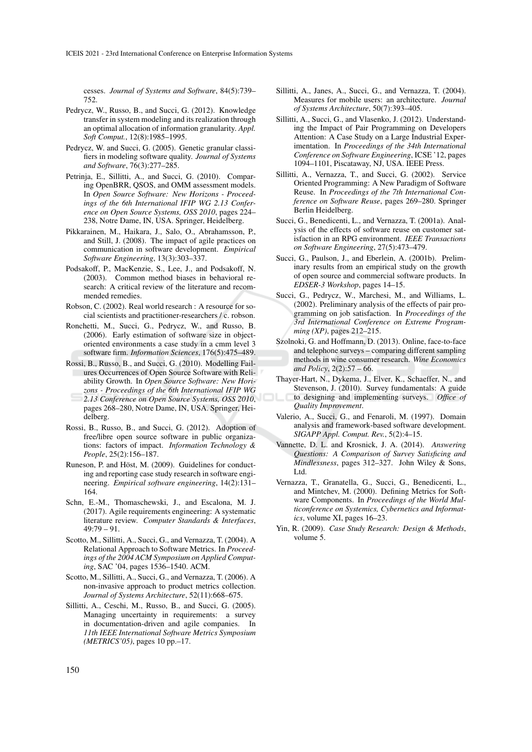cesses. *Journal of Systems and Software*, 84(5):739–752.

Pedrycz, W., Russo, B., and Succi, G. (2012). Knowledge transfer in system modeling and its realization through an optimal allocation of information granularity. *Appl. Soft Comput.*, 12(8):1985–1995.

Pedrycz, W. and Succi, G. (2005). Genetic granular classifiers in modeling software quality. *Journal of Systems and Software*, 76(3):277–285.

Petrinja, E., Sillitti, A., and Succi, G. (2010). Comparing OpenBRR, QSOS, and OMM assessment models. In *Open Source Software: New Horizons - Proceedings of the 6th International IFIP WG 2.13 Conference on Open Source Systems, OSS 2010*, pages 224–238, Notre Dame, IN, USA. Springer, Heidelberg.

Pikkarainen, M., Haikara, J., Salo, O., Abrahamsson, P., and Still, J. (2008). The impact of agile practices on communication in software development. *Empirical Software Engineering*, 13(3):303–337.

Podsakoff, P., MacKenzie, S., Lee, J., and Podsakoff, N. (2003). Common method biases in behavioral research: A critical review of the literature and recommended remedies.

Robson, C. (2002). Real world research : A resource for social scientists and practitioner-researchers / c. robson.

Ronchetti, M., Succi, G., Pedrycz, W., and Russo, B. (2006). Early estimation of software size in object-oriented environments a case study in a cmm level 3 software firm. *Information Sciences*, 176(5):475–489.

Rossi, B., Russo, B., and Succi, G. (2010). Modelling Failures Occurrences of Open Source Software with Reliability Growth. In *Open Source Software: New Horizons - Proceedings of the 6th International IFIP WG 2.13 Conference on Open Source Systems, OSS 2010*, pages 268–280, Notre Dame, IN, USA. Springer, Heidelberg.

Rossi, B., Russo, B., and Succi, G. (2012). Adoption of free/libre open source software in public organizations: factors of impact. *Information Technology & People*, 25(2):156–187.

Runeson, P. and Höst, M. (2009). Guidelines for conducting and reporting case study research in software engineering. *Empirical software engineering*, 14(2):131–164.

Schn, E.-M., Thomaschewski, J., and Escalona, M. J. (2017). Agile requirements engineering: A systematic literature review. *Computer Standards & Interfaces*, 49:79 – 91.

Scotto, M., Sillitti, A., Succi, G., and Vernazza, T. (2004). A Relational Approach to Software Metrics. In *Proceedings of the 2004 ACM Symposium on Applied Computing*, SAC '04, pages 1536–1540. ACM.

Scotto, M., Sillitti, A., Succi, G., and Vernazza, T. (2006). A non-invasive approach to product metrics collection. *Journal of Systems Architecture*, 52(11):668–675.

Sillitti, A., Ceschi, M., Russo, B., and Succi, G. (2005). Managing uncertainty in requirements: a survey in documentation-driven and agile companies. In *11th IEEE International Software Metrics Symposium (METRICS'05)*, pages 10 pp.–17.

Sillitti, A., Janes, A., Succi, G., and Vernazza, T. (2004). Measures for mobile users: an architecture. *Journal of Systems Architecture*, 50(7):393–405.

Sillitti, A., Succi, G., and Vlasenko, J. (2012). Understanding the Impact of Pair Programming on Developers Attention: A Case Study on a Large Industrial Experimentation. In *Proceedings of the 34th International Conference on Software Engineering*, ICSE '12, pages 1094–1101, Piscataway, NJ, USA. IEEE Press.

Sillitti, A., Vernazza, T., and Succi, G. (2002). Service Oriented Programming: A New Paradigm of Software Reuse. In *Proceedings of the 7th International Conference on Software Reuse*, pages 269–280. Springer Berlin Heidelberg.

Succi, G., Benedicenti, L., and Vernazza, T. (2001a). Analysis of the effects of software reuse on customer satisfaction in an RPG environment. *IEEE Transactions on Software Engineering*, 27(5):473–479.

Succi, G., Paulson, J., and Eberlein, A. (2001b). Preliminary results from an empirical study on the growth of open source and commercial software products. In *EDSER-3 Workshop*, pages 14–15.

Succi, G., Pedrycz, W., Marchesi, M., and Williams, L. (2002). Preliminary analysis of the effects of pair programming on job satisfaction. In *Proceedings of the 3rd International Conference on Extreme Programming (XP)*, pages 212–215.

Szolnoki, G. and Hoffmann, D. (2013). Online, face-to-face and telephone surveys – comparing different sampling methods in wine consumer research. *Wine Economics and Policy*, 2(2):57 – 66.

Thayer-Hart, N., Dykema, J., Elver, K., Schaeffer, N., and Stevenson, J. (2010). Survey fundamentals: A guide to designing and implementing surveys. *Office of Quality Improvement*.

Valerio, A., Succi, G., and Fenaroli, M. (1997). Domain analysis and framework-based software development. *SIGAPP Appl. Comput. Rev.*, 5(2):4–15.

Vannette, D. L. and Krosnick, J. A. (2014). *Answering Questions: A Comparison of Survey Satisficing and Mindlessness*, pages 312–327. John Wiley & Sons, Ltd.

Vernazza, T., Granatella, G., Succi, G., Benedicenti, L., and Mintchev, M. (2000). Defining Metrics for Software Components. In *Proceedings of the World Multiconference on Systemics, Cybernetics and Informatics*, volume XI, pages 16–23.

Yin, R. (2009). *Case Study Research: Design & Methods*, volume 5.